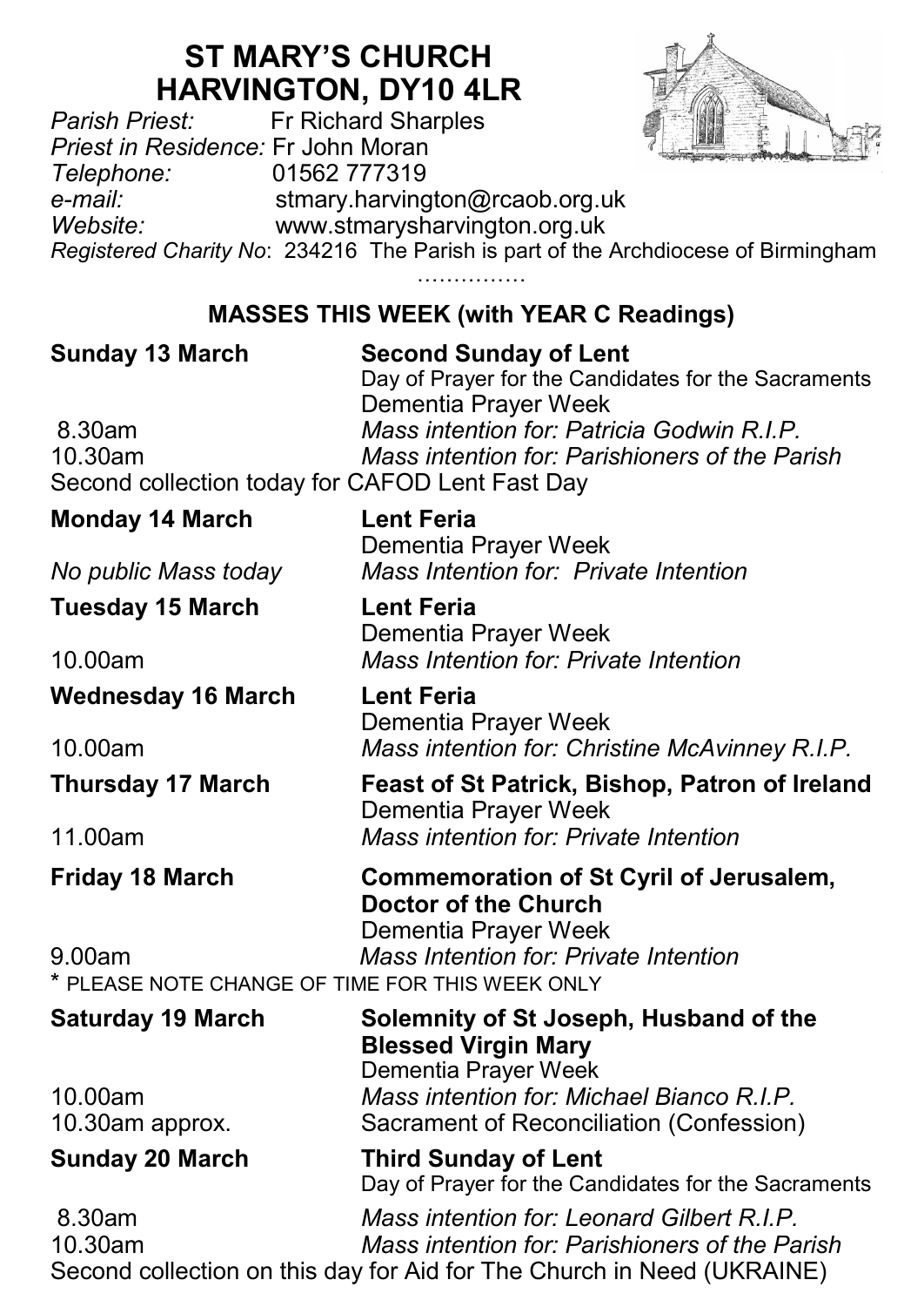# ST MARY'S CHURCH
# HARVINGTON, DY10 4LR

*Parish Priest:* Fr Richard Sharples
*Priest in Residence:* Fr John Moran
*Telephone:* 01562 777319
*e-mail:* stmary.harvington@rcaob.org.uk
*Website:* www.stmarysharvington.org.uk
*Registered Charity No*: 234216 The Parish is part of the Archdiocese of Birmingham

……………

## MASSES THIS WEEK (with YEAR C Readings)

**Sunday 13 March** — **Second Sunday of Lent**
Day of Prayer for the Candidates for the Sacraments
Dementia Prayer Week
8.30am *Mass intention for: Patricia Godwin R.I.P.*
10.30am *Mass intention for: Parishioners of the Parish*
Second collection today for CAFOD Lent Fast Day

**Monday 14 March** — **Lent Feria**
Dementia Prayer Week
*No public Mass today* *Mass Intention for: Private Intention*

**Tuesday 15 March** — **Lent Feria**
Dementia Prayer Week
10.00am *Mass Intention for: Private Intention*

**Wednesday 16 March** — **Lent Feria**
Dementia Prayer Week
10.00am *Mass intention for: Christine McAvinney R.I.P.*

**Thursday 17 March** — **Feast of St Patrick, Bishop, Patron of Ireland**
Dementia Prayer Week
11.00am *Mass intention for: Private Intention*

**Friday 18 March** — **Commemoration of St Cyril of Jerusalem, Doctor of the Church**
Dementia Prayer Week
9.00am *Mass Intention for: Private Intention*
* PLEASE NOTE CHANGE OF TIME FOR THIS WEEK ONLY

**Saturday 19 March** — **Solemnity of St Joseph, Husband of the Blessed Virgin Mary**
Dementia Prayer Week
10.00am *Mass intention for: Michael Bianco R.I.P.*
10.30am approx. Sacrament of Reconciliation (Confession)

**Sunday 20 March** — **Third Sunday of Lent**
Day of Prayer for the Candidates for the Sacraments
8.30am *Mass intention for: Leonard Gilbert R.I.P.*
10.30am *Mass intention for: Parishioners of the Parish*
Second collection on this day for Aid for The Church in Need (UKRAINE)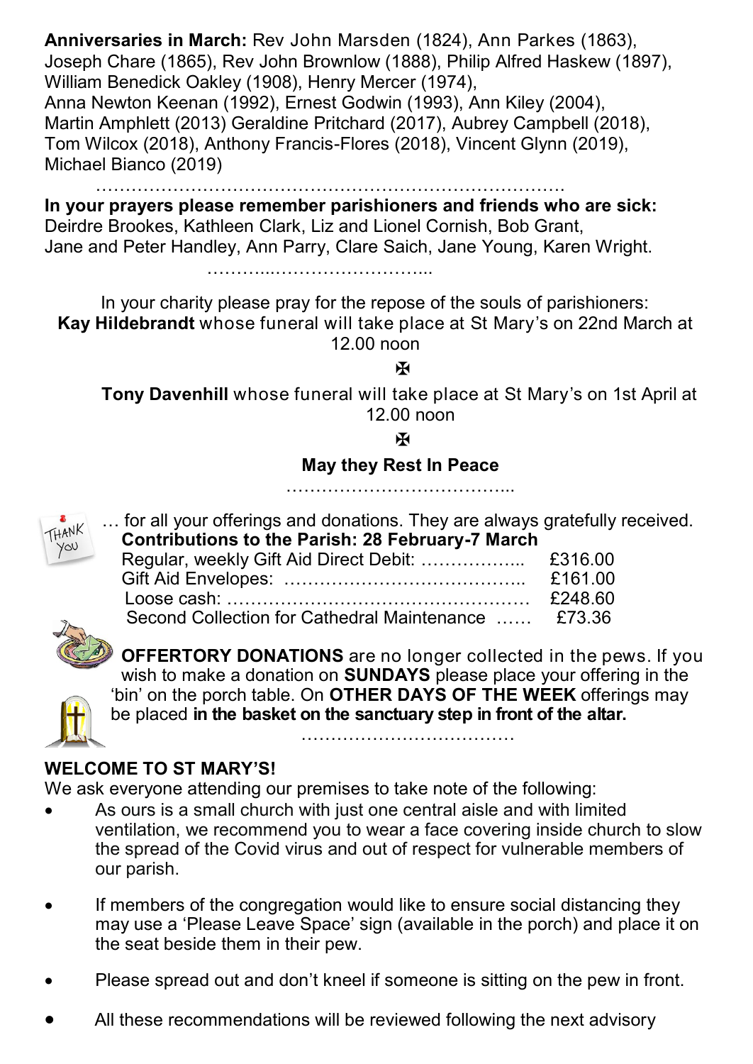**Anniversaries in March:** Rev John Marsden (1824), Ann Parkes (1863), Joseph Chare (1865), Rev John Brownlow (1888), Philip Alfred Haskew (1897), William Benedick Oakley (1908), Henry Mercer (1974), Anna Newton Keenan (1992), Ernest Godwin (1993), Ann Kiley (2004), Martin Amphlett (2013) Geraldine Pritchard (2017), Aubrey Campbell (2018), Tom Wilcox (2018), Anthony Francis-Flores (2018), Vincent Glynn (2019), Michael Bianco (2019)

…………………………………………………………………….

**In your prayers please remember parishioners and friends who are sick:** Deirdre Brookes, Kathleen Clark, Liz and Lionel Cornish, Bob Grant, Jane and Peter Handley, Ann Parry, Clare Saich, Jane Young, Karen Wright.

………..……………………...

In your charity please pray for the repose of the souls of parishioners:

**Kay Hildebrandt** whose funeral will take place at St Mary's on 22nd March at 12.00 noon

✠

**Tony Davenhill** whose funeral will take place at St Mary's on 1st April at 12.00 noon

✠

**May they Rest In Peace**

………………………………...

… for all your offerings and donations. They are always gratefully received.

**Contributions to the Parish: 28 February-7 March**

| | |
|---|---|
| Regular, weekly Gift Aid Direct Debit: …………….. | £316.00 |
| Gift Aid Envelopes: ………………………………….. | £161.00 |
| Loose cash: …………………………………………… | £248.60 |
| Second Collection for Cathedral Maintenance …… | £73.36 |

**OFFERTORY DONATIONS** are no longer collected in the pews. If you wish to make a donation on **SUNDAYS** please place your offering in the 'bin' on the porch table. On **OTHER DAYS OF THE WEEK** offerings may be placed **in the basket on the sanctuary step in front of the altar.**

………………………………

## WELCOME TO ST MARY'S!

We ask everyone attending our premises to take note of the following:

- As ours is a small church with just one central aisle and with limited ventilation, we recommend you to wear a face covering inside church to slow the spread of the Covid virus and out of respect for vulnerable members of our parish.
- If members of the congregation would like to ensure social distancing they may use a 'Please Leave Space' sign (available in the porch) and place it on the seat beside them in their pew.
- Please spread out and don't kneel if someone is sitting on the pew in front.
- All these recommendations will be reviewed following the next advisory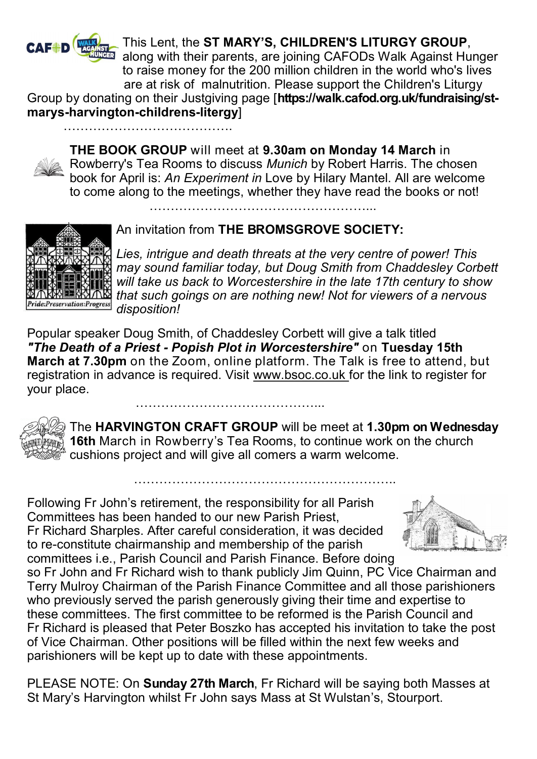This Lent, the **ST MARY'S, CHILDREN'S LITURGY GROUP**, along with their parents, are joining CAFODs Walk Against Hunger to raise money for the 200 million children in the world who's lives are at risk of malnutrition. Please support the Children's Liturgy Group by donating on their Justgiving page [**https://walk.cafod.org.uk/fundraising/st-marys-harvington-childrens-litergy**]

…………………………………..

**THE BOOK GROUP** will meet at **9.30am on Monday 14 March** in Rowberry's Tea Rooms to discuss *Munich* by Robert Harris. The chosen book for April is: *An Experiment in* Love by Hilary Mantel. All are welcome to come along to the meetings, whether they have read the books or not!

……………………………………………...

An invitation from **THE BROMSGROVE SOCIETY:**

*Lies, intrigue and death threats at the very centre of power! This may sound familiar today, but Doug Smith from Chaddesley Corbett will take us back to Worcestershire in the late 17th century to show that such goings on are nothing new! Not for viewers of a nervous disposition!*

Popular speaker Doug Smith, of Chaddesley Corbett will give a talk titled ***"The Death of a Priest - Popish Plot in Worcestershire"*** on **Tuesday 15th March at 7.30pm** on the Zoom, online platform. The Talk is free to attend, but registration in advance is required. Visit www.bsoc.co.uk for the link to register for your place.

……………………………………...

The **HARVINGTON CRAFT GROUP** will be meet at **1.30pm on Wednesday 16th** March in Rowberry's Tea Rooms, to continue work on the church cushions project and will give all comers a warm welcome.

……………………………………………………..

Following Fr John's retirement, the responsibility for all Parish Committees has been handed to our new Parish Priest, Fr Richard Sharples. After careful consideration, it was decided to re-constitute chairmanship and membership of the parish committees i.e., Parish Council and Parish Finance. Before doing so Fr John and Fr Richard wish to thank publicly Jim Quinn, PC Vice Chairman and Terry Mulroy Chairman of the Parish Finance Committee and all those parishioners who previously served the parish generously giving their time and expertise to these committees. The first committee to be reformed is the Parish Council and Fr Richard is pleased that Peter Boszko has accepted his invitation to take the post of Vice Chairman. Other positions will be filled within the next few weeks and parishioners will be kept up to date with these appointments.

PLEASE NOTE: On **Sunday 27th March**, Fr Richard will be saying both Masses at St Mary's Harvington whilst Fr John says Mass at St Wulstan's, Stourport.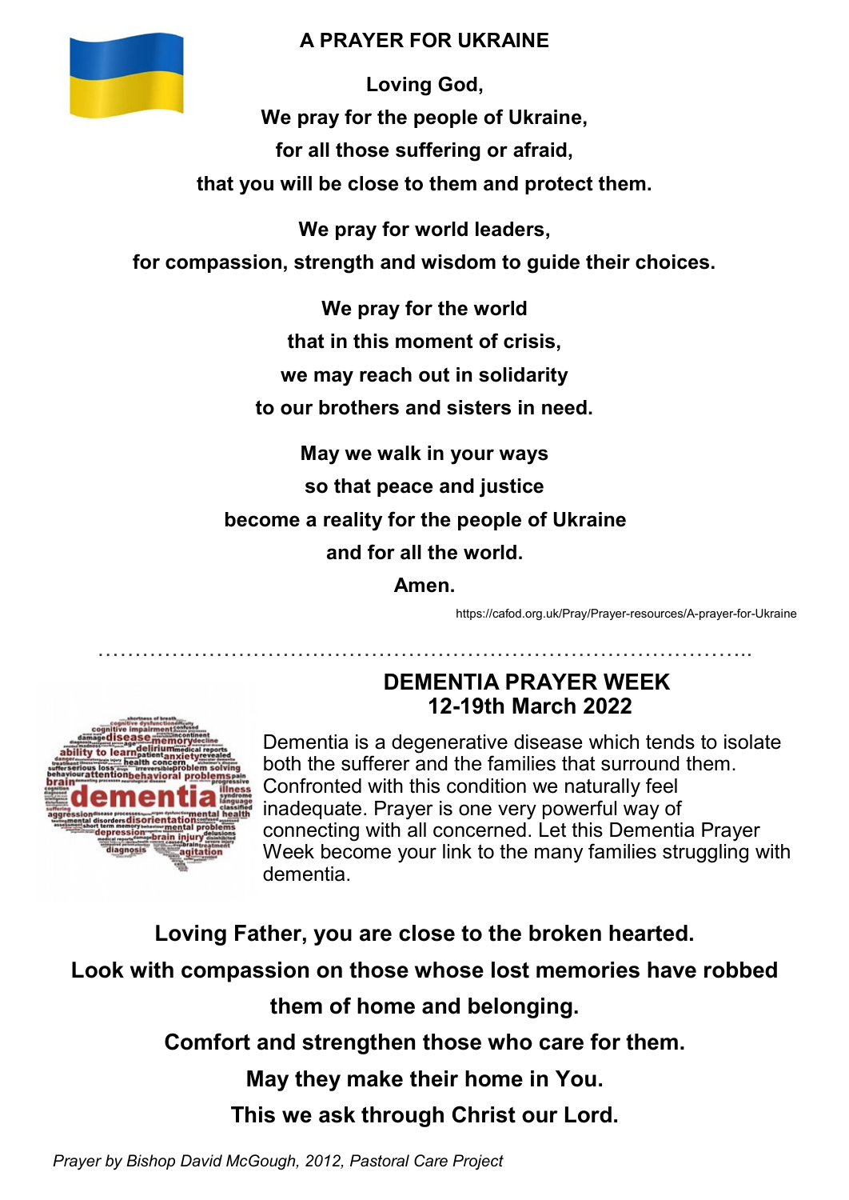## A PRAYER FOR UKRAINE

**Loving God,**
**We pray for the people of Ukraine,**
**for all those suffering or afraid,**
**that you will be close to them and protect them.**

**We pray for world leaders,**
**for compassion, strength and wisdom to guide their choices.**

**We pray for the world**
**that in this moment of crisis,**
**we may reach out in solidarity**
**to our brothers and sisters in need.**

**May we walk in your ways**
**so that peace and justice**
**become a reality for the people of Ukraine**
**and for all the world.**
**Amen.**

https://cafod.org.uk/Pray/Prayer-resources/A-prayer-for-Ukraine

---

## DEMENTIA PRAYER WEEK
## 12-19th March 2022

Dementia is a degenerative disease which tends to isolate both the sufferer and the families that surround them. Confronted with this condition we naturally feel inadequate. Prayer is one very powerful way of connecting with all concerned. Let this Dementia Prayer Week become your link to the many families struggling with dementia.

**Loving Father, you are close to the broken hearted.**
**Look with compassion on those whose lost memories have robbed them of home and belonging.**
**Comfort and strengthen those who care for them.**
**May they make their home in You.**
**This we ask through Christ our Lord.**

*Prayer by Bishop David McGough, 2012, Pastoral Care Project*